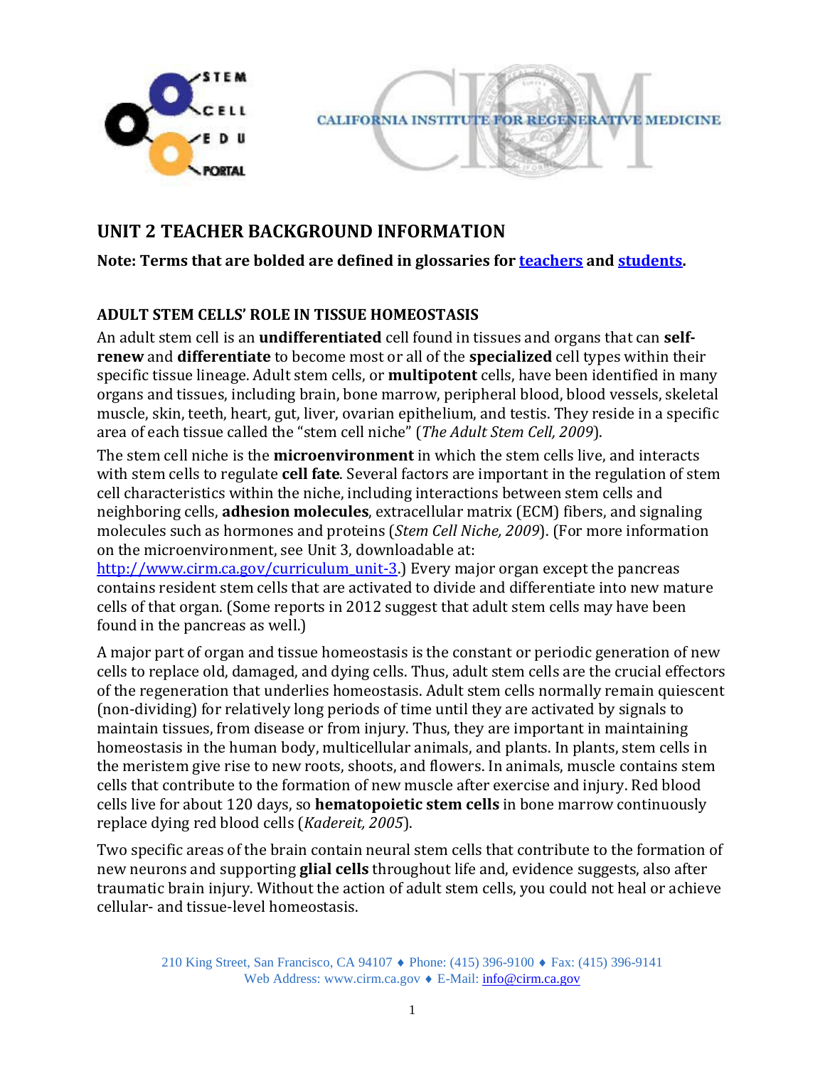# UNIT 2 TEACHER BACKGROUND INFORMATION

**Note: Terms that are bolded are defined in glossaries for teachers and students.**

## ADULT STEM CELLS' ROLE IN TISSUE HOMEOSTASIS

An adult stem cell is an **undifferentiated** cell found in tissues and organs that can **self-renew** and **differentiate** to become most or all of the **specialized** cell types within their specific tissue lineage. Adult stem cells, or **multipotent** cells, have been identified in many organs and tissues, including brain, bone marrow, peripheral blood, blood vessels, skeletal muscle, skin, teeth, heart, gut, liver, ovarian epithelium, and testis. They reside in a specific area of each tissue called the "stem cell niche" (*The Adult Stem Cell, 2009*).

The stem cell niche is the **microenvironment** in which the stem cells live, and interacts with stem cells to regulate **cell fate**. Several factors are important in the regulation of stem cell characteristics within the niche, including interactions between stem cells and neighboring cells, **adhesion molecules**, extracellular matrix (ECM) fibers, and signaling molecules such as hormones and proteins (*Stem Cell Niche, 2009*). (For more information on the microenvironment, see Unit 3, downloadable at: http://www.cirm.ca.gov/curriculum_unit-3.) Every major organ except the pancreas contains resident stem cells that are activated to divide and differentiate into new mature cells of that organ. (Some reports in 2012 suggest that adult stem cells may have been found in the pancreas as well.)

A major part of organ and tissue homeostasis is the constant or periodic generation of new cells to replace old, damaged, and dying cells. Thus, adult stem cells are the crucial effectors of the regeneration that underlies homeostasis. Adult stem cells normally remain quiescent (non-dividing) for relatively long periods of time until they are activated by signals to maintain tissues, from disease or from injury. Thus, they are important in maintaining homeostasis in the human body, multicellular animals, and plants. In plants, stem cells in the meristem give rise to new roots, shoots, and flowers. In animals, muscle contains stem cells that contribute to the formation of new muscle after exercise and injury. Red blood cells live for about 120 days, so **hematopoietic stem cells** in bone marrow continuously replace dying red blood cells (*Kadereit, 2005*).

Two specific areas of the brain contain neural stem cells that contribute to the formation of new neurons and supporting **glial cells** throughout life and, evidence suggests, also after traumatic brain injury. Without the action of adult stem cells, you could not heal or achieve cellular- and tissue-level homeostasis.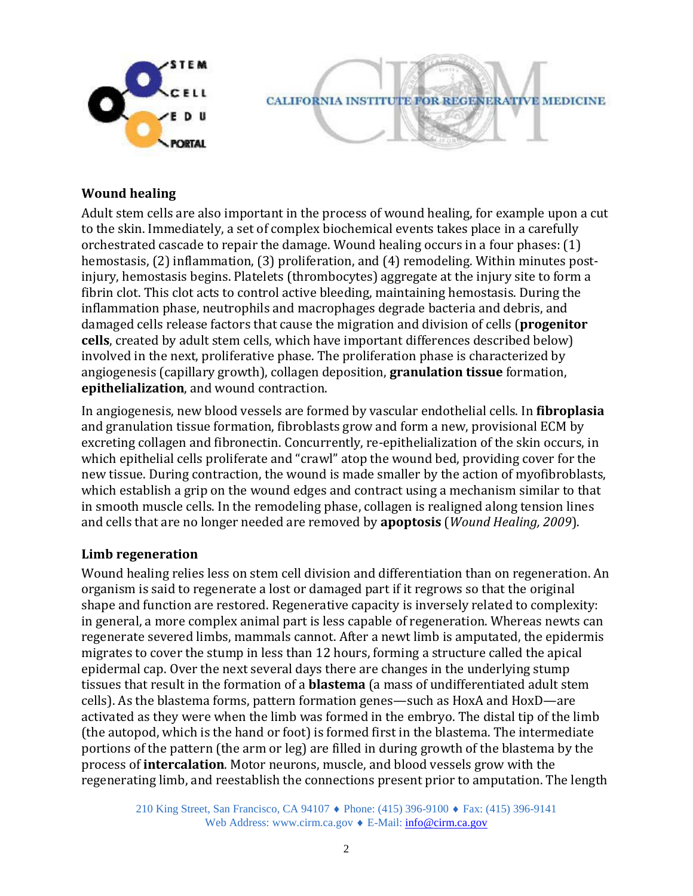## Wound healing

Adult stem cells are also important in the process of wound healing, for example upon a cut to the skin. Immediately, a set of complex biochemical events takes place in a carefully orchestrated cascade to repair the damage. Wound healing occurs in a four phases: (1) hemostasis, (2) inflammation, (3) proliferation, and (4) remodeling. Within minutes post-injury, hemostasis begins. Platelets (thrombocytes) aggregate at the injury site to form a fibrin clot. This clot acts to control active bleeding, maintaining hemostasis. During the inflammation phase, neutrophils and macrophages degrade bacteria and debris, and damaged cells release factors that cause the migration and division of cells (**progenitor cells**, created by adult stem cells, which have important differences described below) involved in the next, proliferative phase. The proliferation phase is characterized by angiogenesis (capillary growth), collagen deposition, **granulation tissue** formation, **epithelialization**, and wound contraction.

In angiogenesis, new blood vessels are formed by vascular endothelial cells. In **fibroplasia** and granulation tissue formation, fibroblasts grow and form a new, provisional ECM by excreting collagen and fibronectin. Concurrently, re-epithelialization of the skin occurs, in which epithelial cells proliferate and "crawl" atop the wound bed, providing cover for the new tissue. During contraction, the wound is made smaller by the action of myofibroblasts, which establish a grip on the wound edges and contract using a mechanism similar to that in smooth muscle cells. In the remodeling phase, collagen is realigned along tension lines and cells that are no longer needed are removed by **apoptosis** (*Wound Healing, 2009*).

## Limb regeneration

Wound healing relies less on stem cell division and differentiation than on regeneration. An organism is said to regenerate a lost or damaged part if it regrows so that the original shape and function are restored. Regenerative capacity is inversely related to complexity: in general, a more complex animal part is less capable of regeneration. Whereas newts can regenerate severed limbs, mammals cannot. After a newt limb is amputated, the epidermis migrates to cover the stump in less than 12 hours, forming a structure called the apical epidermal cap. Over the next several days there are changes in the underlying stump tissues that result in the formation of a **blastema** (a mass of undifferentiated adult stem cells). As the blastema forms, pattern formation genes—such as HoxA and HoxD—are activated as they were when the limb was formed in the embryo. The distal tip of the limb (the autopod, which is the hand or foot) is formed first in the blastema. The intermediate portions of the pattern (the arm or leg) are filled in during growth of the blastema by the process of **intercalation**. Motor neurons, muscle, and blood vessels grow with the regenerating limb, and reestablish the connections present prior to amputation. The length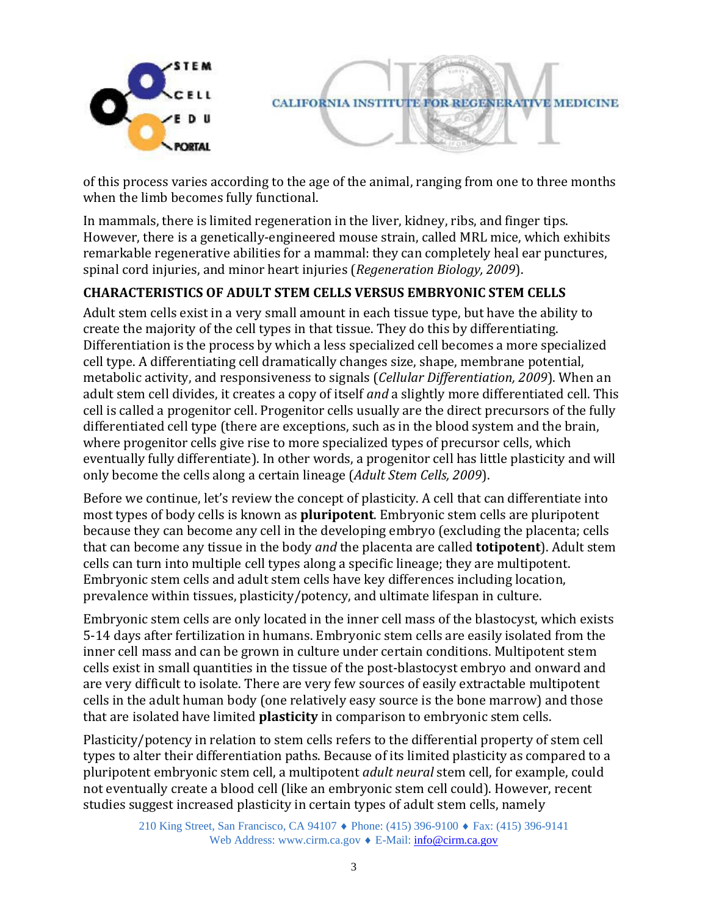of this process varies according to the age of the animal, ranging from one to three months when the limb becomes fully functional.

In mammals, there is limited regeneration in the liver, kidney, ribs, and finger tips. However, there is a genetically-engineered mouse strain, called MRL mice, which exhibits remarkable regenerative abilities for a mammal: they can completely heal ear punctures, spinal cord injuries, and minor heart injuries (*Regeneration Biology, 2009*).

## CHARACTERISTICS OF ADULT STEM CELLS VERSUS EMBRYONIC STEM CELLS

Adult stem cells exist in a very small amount in each tissue type, but have the ability to create the majority of the cell types in that tissue. They do this by differentiating. Differentiation is the process by which a less specialized cell becomes a more specialized cell type. A differentiating cell dramatically changes size, shape, membrane potential, metabolic activity, and responsiveness to signals (*Cellular Differentiation, 2009*). When an adult stem cell divides, it creates a copy of itself *and* a slightly more differentiated cell. This cell is called a progenitor cell. Progenitor cells usually are the direct precursors of the fully differentiated cell type (there are exceptions, such as in the blood system and the brain, where progenitor cells give rise to more specialized types of precursor cells, which eventually fully differentiate). In other words, a progenitor cell has little plasticity and will only become the cells along a certain lineage (*Adult Stem Cells, 2009*).

Before we continue, let's review the concept of plasticity. A cell that can differentiate into most types of body cells is known as **pluripotent**. Embryonic stem cells are pluripotent because they can become any cell in the developing embryo (excluding the placenta; cells that can become any tissue in the body *and* the placenta are called **totipotent**). Adult stem cells can turn into multiple cell types along a specific lineage; they are multipotent. Embryonic stem cells and adult stem cells have key differences including location, prevalence within tissues, plasticity/potency, and ultimate lifespan in culture.

Embryonic stem cells are only located in the inner cell mass of the blastocyst, which exists 5-14 days after fertilization in humans. Embryonic stem cells are easily isolated from the inner cell mass and can be grown in culture under certain conditions. Multipotent stem cells exist in small quantities in the tissue of the post-blastocyst embryo and onward and are very difficult to isolate. There are very few sources of easily extractable multipotent cells in the adult human body (one relatively easy source is the bone marrow) and those that are isolated have limited **plasticity** in comparison to embryonic stem cells.

Plasticity/potency in relation to stem cells refers to the differential property of stem cell types to alter their differentiation paths. Because of its limited plasticity as compared to a pluripotent embryonic stem cell, a multipotent *adult neural* stem cell, for example, could not eventually create a blood cell (like an embryonic stem cell could). However, recent studies suggest increased plasticity in certain types of adult stem cells, namely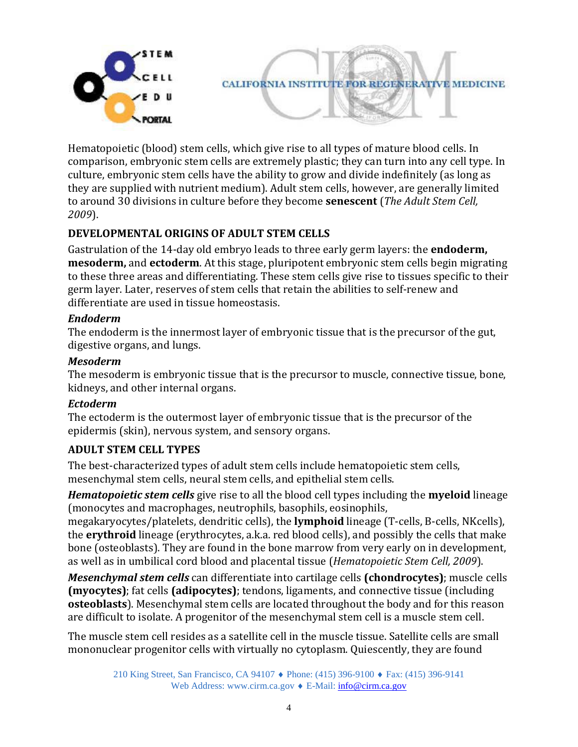Hematopoietic (blood) stem cells, which give rise to all types of mature blood cells. In comparison, embryonic stem cells are extremely plastic; they can turn into any cell type. In culture, embryonic stem cells have the ability to grow and divide indefinitely (as long as they are supplied with nutrient medium). Adult stem cells, however, are generally limited to around 30 divisions in culture before they become **senescent** (*The Adult Stem Cell, 2009*).

## DEVELOPMENTAL ORIGINS OF ADULT STEM CELLS

Gastrulation of the 14-day old embryo leads to three early germ layers: the **endoderm, mesoderm,** and **ectoderm**. At this stage, pluripotent embryonic stem cells begin migrating to these three areas and differentiating. These stem cells give rise to tissues specific to their germ layer. Later, reserves of stem cells that retain the abilities to self-renew and differentiate are used in tissue homeostasis.

### *Endoderm*

The endoderm is the innermost layer of embryonic tissue that is the precursor of the gut, digestive organs, and lungs.

### *Mesoderm*

The mesoderm is embryonic tissue that is the precursor to muscle, connective tissue, bone, kidneys, and other internal organs.

### *Ectoderm*

The ectoderm is the outermost layer of embryonic tissue that is the precursor of the epidermis (skin), nervous system, and sensory organs.

## ADULT STEM CELL TYPES

The best-characterized types of adult stem cells include hematopoietic stem cells, mesenchymal stem cells, neural stem cells, and epithelial stem cells.

***Hematopoietic stem cells*** give rise to all the blood cell types including the **myeloid** lineage (monocytes and macrophages, neutrophils, basophils, eosinophils, megakaryocytes/platelets, dendritic cells), the **lymphoid** lineage (T-cells, B-cells, NKcells), the **erythroid** lineage (erythrocytes, a.k.a. red blood cells), and possibly the cells that make bone (osteoblasts). They are found in the bone marrow from very early on in development, as well as in umbilical cord blood and placental tissue (*Hematopoietic Stem Cell, 2009*).

***Mesenchymal stem cells*** can differentiate into cartilage cells **(chondrocytes)**; muscle cells **(myocytes)**; fat cells **(adipocytes)**; tendons, ligaments, and connective tissue (including **osteoblasts**). Mesenchymal stem cells are located throughout the body and for this reason are difficult to isolate. A progenitor of the mesenchymal stem cell is a muscle stem cell.

The muscle stem cell resides as a satellite cell in the muscle tissue. Satellite cells are small mononuclear progenitor cells with virtually no cytoplasm. Quiescently, they are found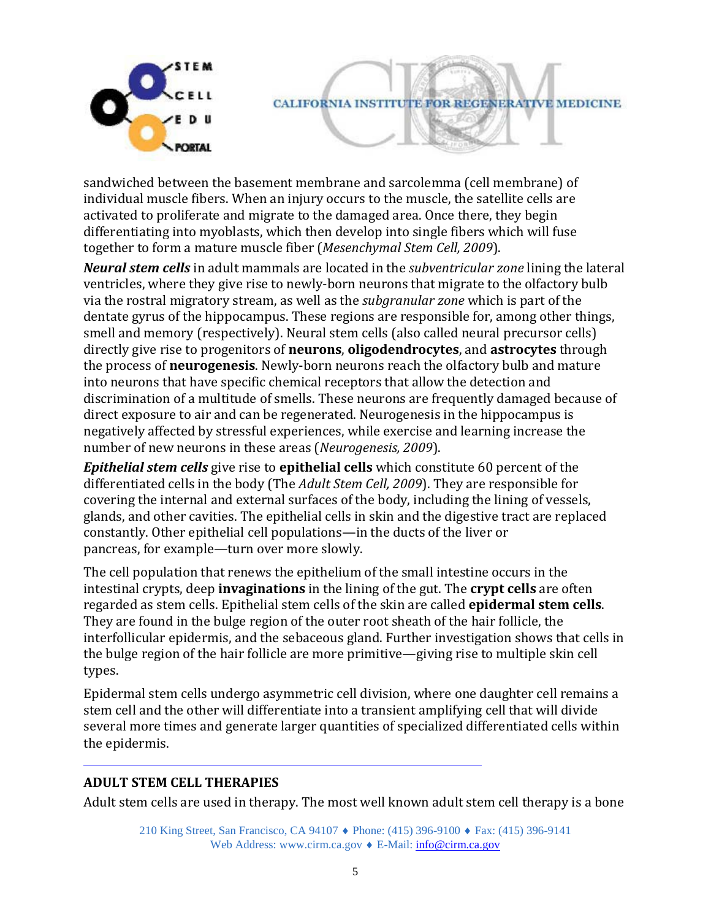sandwiched between the basement membrane and sarcolemma (cell membrane) of individual muscle fibers. When an injury occurs to the muscle, the satellite cells are activated to proliferate and migrate to the damaged area. Once there, they begin differentiating into myoblasts, which then develop into single fibers which will fuse together to form a mature muscle fiber (*Mesenchymal Stem Cell, 2009*).

***Neural stem cells*** in adult mammals are located in the *subventricular zone* lining the lateral ventricles, where they give rise to newly-born neurons that migrate to the olfactory bulb via the rostral migratory stream, as well as the *subgranular zone* which is part of the dentate gyrus of the hippocampus. These regions are responsible for, among other things, smell and memory (respectively). Neural stem cells (also called neural precursor cells) directly give rise to progenitors of **neurons**, **oligodendrocytes**, and **astrocytes** through the process of **neurogenesis**. Newly-born neurons reach the olfactory bulb and mature into neurons that have specific chemical receptors that allow the detection and discrimination of a multitude of smells. These neurons are frequently damaged because of direct exposure to air and can be regenerated. Neurogenesis in the hippocampus is negatively affected by stressful experiences, while exercise and learning increase the number of new neurons in these areas (*Neurogenesis, 2009*).

***Epithelial stem cells*** give rise to **epithelial cells** which constitute 60 percent of the differentiated cells in the body (The *Adult Stem Cell, 2009*). They are responsible for covering the internal and external surfaces of the body, including the lining of vessels, glands, and other cavities. The epithelial cells in skin and the digestive tract are replaced constantly. Other epithelial cell populations—in the ducts of the liver or pancreas, for example—turn over more slowly.

The cell population that renews the epithelium of the small intestine occurs in the intestinal crypts, deep **invaginations** in the lining of the gut. The **crypt cells** are often regarded as stem cells. Epithelial stem cells of the skin are called **epidermal stem cells**. They are found in the bulge region of the outer root sheath of the hair follicle, the interfollicular epidermis, and the sebaceous gland. Further investigation shows that cells in the bulge region of the hair follicle are more primitive—giving rise to multiple skin cell types.

Epidermal stem cells undergo asymmetric cell division, where one daughter cell remains a stem cell and the other will differentiate into a transient amplifying cell that will divide several more times and generate larger quantities of specialized differentiated cells within the epidermis.

---

## ADULT STEM CELL THERAPIES

Adult stem cells are used in therapy. The most well known adult stem cell therapy is a bone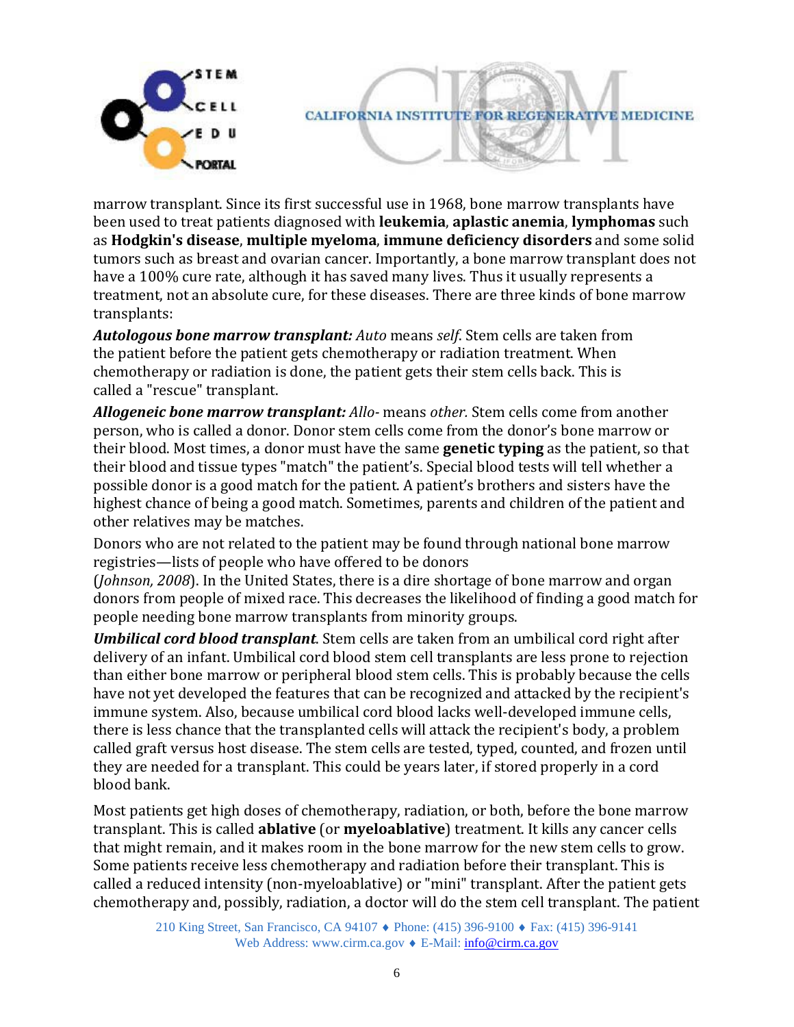marrow transplant. Since its first successful use in 1968, bone marrow transplants have been used to treat patients diagnosed with **leukemia**, **aplastic anemia**, **lymphomas** such as **Hodgkin's disease**, **multiple myeloma**, **immune deficiency disorders** and some solid tumors such as breast and ovarian cancer. Importantly, a bone marrow transplant does not have a 100% cure rate, although it has saved many lives. Thus it usually represents a treatment, not an absolute cure, for these diseases. There are three kinds of bone marrow transplants:

***Autologous bone marrow transplant:*** *Auto* means *self*. Stem cells are taken from the patient before the patient gets chemotherapy or radiation treatment. When chemotherapy or radiation is done, the patient gets their stem cells back. This is called a "rescue" transplant.

***Allogeneic bone marrow transplant:*** *Allo-* means *other.* Stem cells come from another person, who is called a donor. Donor stem cells come from the donor's bone marrow or their blood. Most times, a donor must have the same **genetic typing** as the patient, so that their blood and tissue types "match" the patient's. Special blood tests will tell whether a possible donor is a good match for the patient. A patient's brothers and sisters have the highest chance of being a good match. Sometimes, parents and children of the patient and other relatives may be matches.

Donors who are not related to the patient may be found through national bone marrow registries—lists of people who have offered to be donors (*Johnson, 2008*). In the United States, there is a dire shortage of bone marrow and organ donors from people of mixed race. This decreases the likelihood of finding a good match for people needing bone marrow transplants from minority groups.

***Umbilical cord blood transplant***. Stem cells are taken from an umbilical cord right after delivery of an infant. Umbilical cord blood stem cell transplants are less prone to rejection than either bone marrow or peripheral blood stem cells. This is probably because the cells have not yet developed the features that can be recognized and attacked by the recipient's immune system. Also, because umbilical cord blood lacks well-developed immune cells, there is less chance that the transplanted cells will attack the recipient's body, a problem called graft versus host disease. The stem cells are tested, typed, counted, and frozen until they are needed for a transplant. This could be years later, if stored properly in a cord blood bank.

Most patients get high doses of chemotherapy, radiation, or both, before the bone marrow transplant. This is called **ablative** (or **myeloablative**) treatment. It kills any cancer cells that might remain, and it makes room in the bone marrow for the new stem cells to grow. Some patients receive less chemotherapy and radiation before their transplant. This is called a reduced intensity (non-myeloablative) or "mini" transplant. After the patient gets chemotherapy and, possibly, radiation, a doctor will do the stem cell transplant. The patient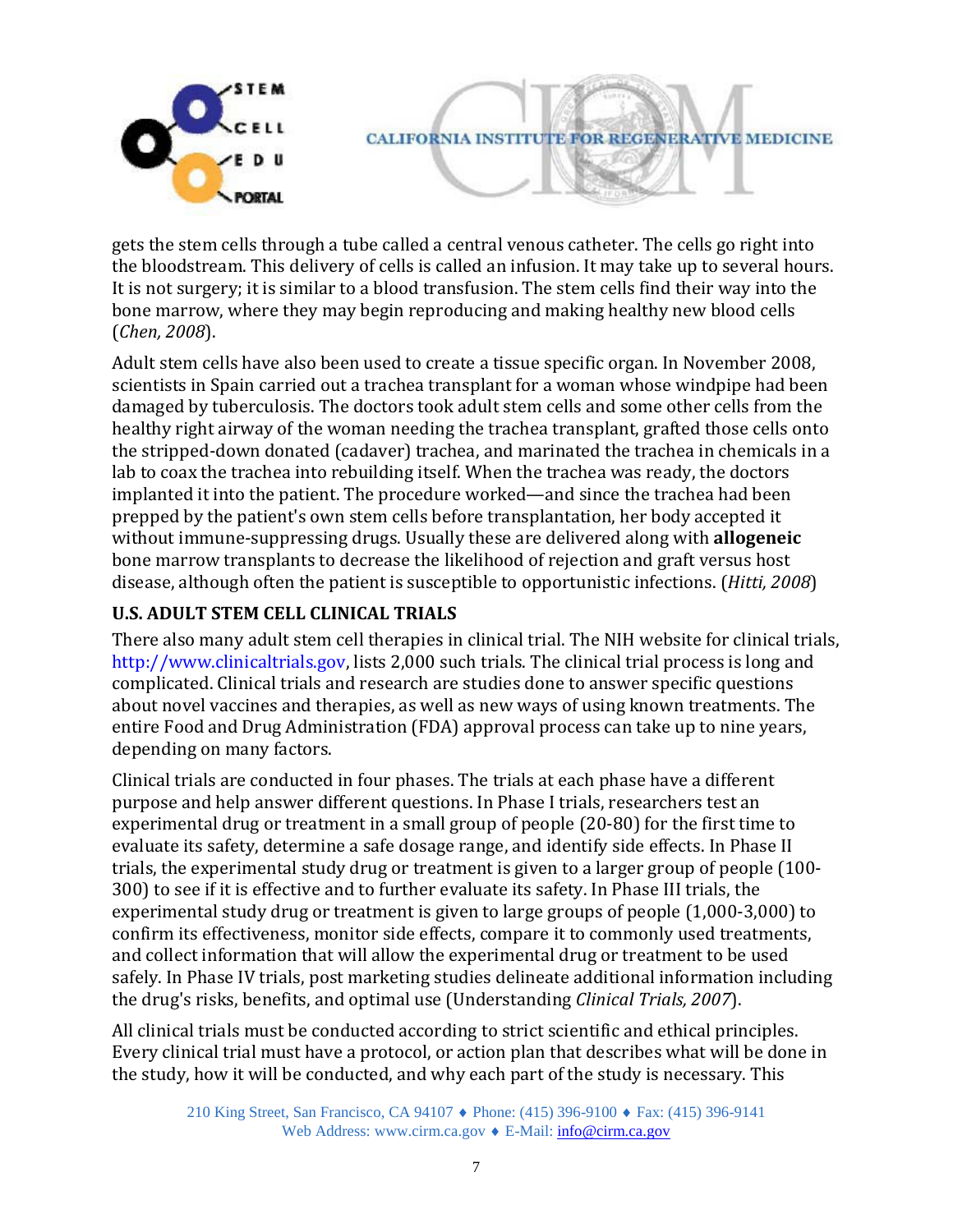gets the stem cells through a tube called a central venous catheter. The cells go right into the bloodstream. This delivery of cells is called an infusion. It may take up to several hours. It is not surgery; it is similar to a blood transfusion. The stem cells find their way into the bone marrow, where they may begin reproducing and making healthy new blood cells (*Chen, 2008*).

Adult stem cells have also been used to create a tissue specific organ. In November 2008, scientists in Spain carried out a trachea transplant for a woman whose windpipe had been damaged by tuberculosis. The doctors took adult stem cells and some other cells from the healthy right airway of the woman needing the trachea transplant, grafted those cells onto the stripped-down donated (cadaver) trachea, and marinated the trachea in chemicals in a lab to coax the trachea into rebuilding itself. When the trachea was ready, the doctors implanted it into the patient. The procedure worked—and since the trachea had been prepped by the patient's own stem cells before transplantation, her body accepted it without immune-suppressing drugs. Usually these are delivered along with **allogeneic** bone marrow transplants to decrease the likelihood of rejection and graft versus host disease, although often the patient is susceptible to opportunistic infections. (*Hitti, 2008*)

### U.S. ADULT STEM CELL CLINICAL TRIALS

There also many adult stem cell therapies in clinical trial. The NIH website for clinical trials, http://www.clinicaltrials.gov, lists 2,000 such trials. The clinical trial process is long and complicated. Clinical trials and research are studies done to answer specific questions about novel vaccines and therapies, as well as new ways of using known treatments. The entire Food and Drug Administration (FDA) approval process can take up to nine years, depending on many factors.

Clinical trials are conducted in four phases. The trials at each phase have a different purpose and help answer different questions. In Phase I trials, researchers test an experimental drug or treatment in a small group of people (20-80) for the first time to evaluate its safety, determine a safe dosage range, and identify side effects. In Phase II trials, the experimental study drug or treatment is given to a larger group of people (100-300) to see if it is effective and to further evaluate its safety. In Phase III trials, the experimental study drug or treatment is given to large groups of people (1,000-3,000) to confirm its effectiveness, monitor side effects, compare it to commonly used treatments, and collect information that will allow the experimental drug or treatment to be used safely. In Phase IV trials, post marketing studies delineate additional information including the drug's risks, benefits, and optimal use (Understanding *Clinical Trials, 2007*).

All clinical trials must be conducted according to strict scientific and ethical principles. Every clinical trial must have a protocol, or action plan that describes what will be done in the study, how it will be conducted, and why each part of the study is necessary. This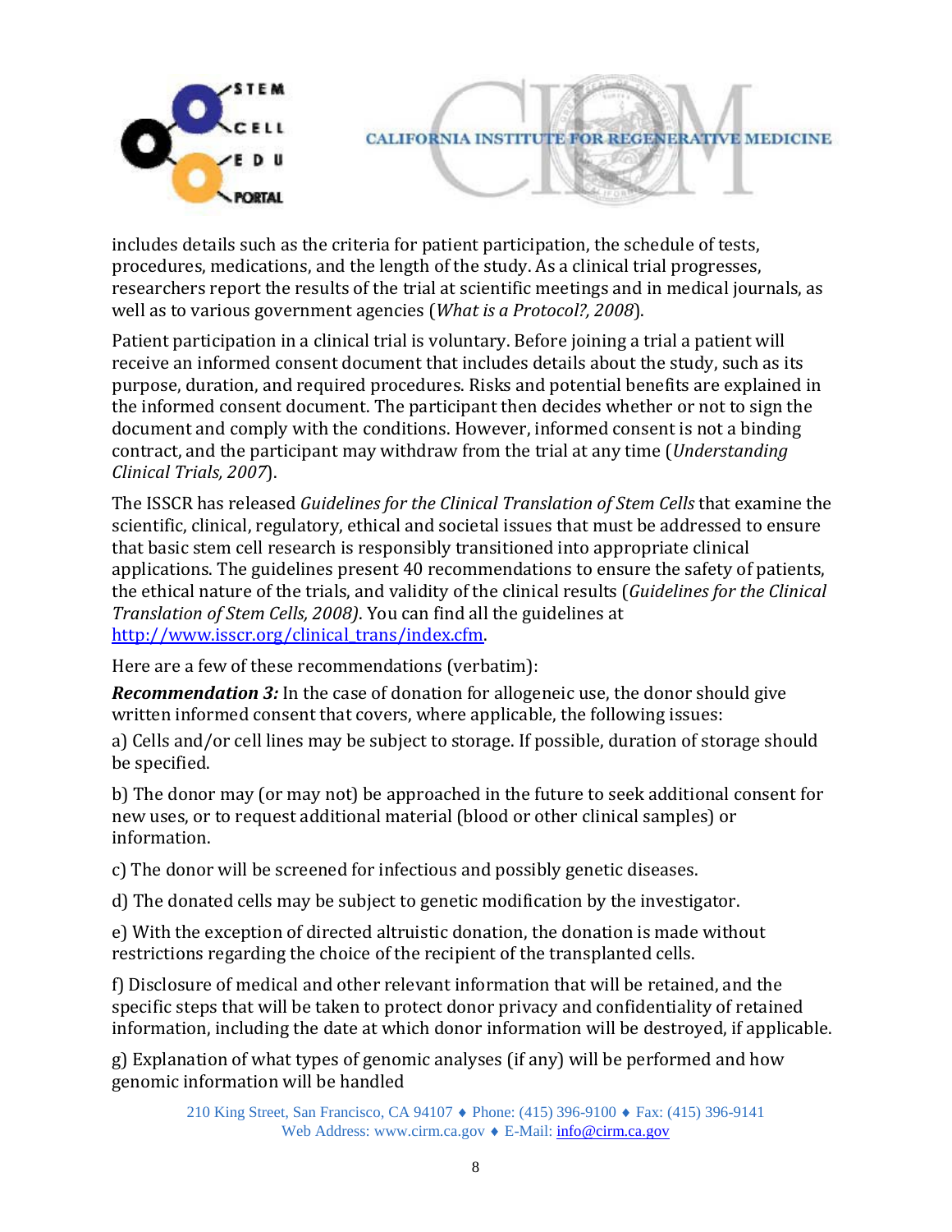includes details such as the criteria for patient participation, the schedule of tests, procedures, medications, and the length of the study. As a clinical trial progresses, researchers report the results of the trial at scientific meetings and in medical journals, as well as to various government agencies (*What is a Protocol?, 2008*).

Patient participation in a clinical trial is voluntary. Before joining a trial a patient will receive an informed consent document that includes details about the study, such as its purpose, duration, and required procedures. Risks and potential benefits are explained in the informed consent document. The participant then decides whether or not to sign the document and comply with the conditions. However, informed consent is not a binding contract, and the participant may withdraw from the trial at any time (*Understanding Clinical Trials, 2007*).

The ISSCR has released *Guidelines for the Clinical Translation of Stem Cells* that examine the scientific, clinical, regulatory, ethical and societal issues that must be addressed to ensure that basic stem cell research is responsibly transitioned into appropriate clinical applications. The guidelines present 40 recommendations to ensure the safety of patients, the ethical nature of the trials, and validity of the clinical results (*Guidelines for the Clinical Translation of Stem Cells, 2008)*. You can find all the guidelines at http://www.isscr.org/clinical_trans/index.cfm.

Here are a few of these recommendations (verbatim):

***Recommendation 3:*** In the case of donation for allogeneic use, the donor should give written informed consent that covers, where applicable, the following issues:

a) Cells and/or cell lines may be subject to storage. If possible, duration of storage should be specified.

b) The donor may (or may not) be approached in the future to seek additional consent for new uses, or to request additional material (blood or other clinical samples) or information.

c) The donor will be screened for infectious and possibly genetic diseases.

d) The donated cells may be subject to genetic modification by the investigator.

e) With the exception of directed altruistic donation, the donation is made without restrictions regarding the choice of the recipient of the transplanted cells.

f) Disclosure of medical and other relevant information that will be retained, and the specific steps that will be taken to protect donor privacy and confidentiality of retained information, including the date at which donor information will be destroyed, if applicable.

g) Explanation of what types of genomic analyses (if any) will be performed and how genomic information will be handled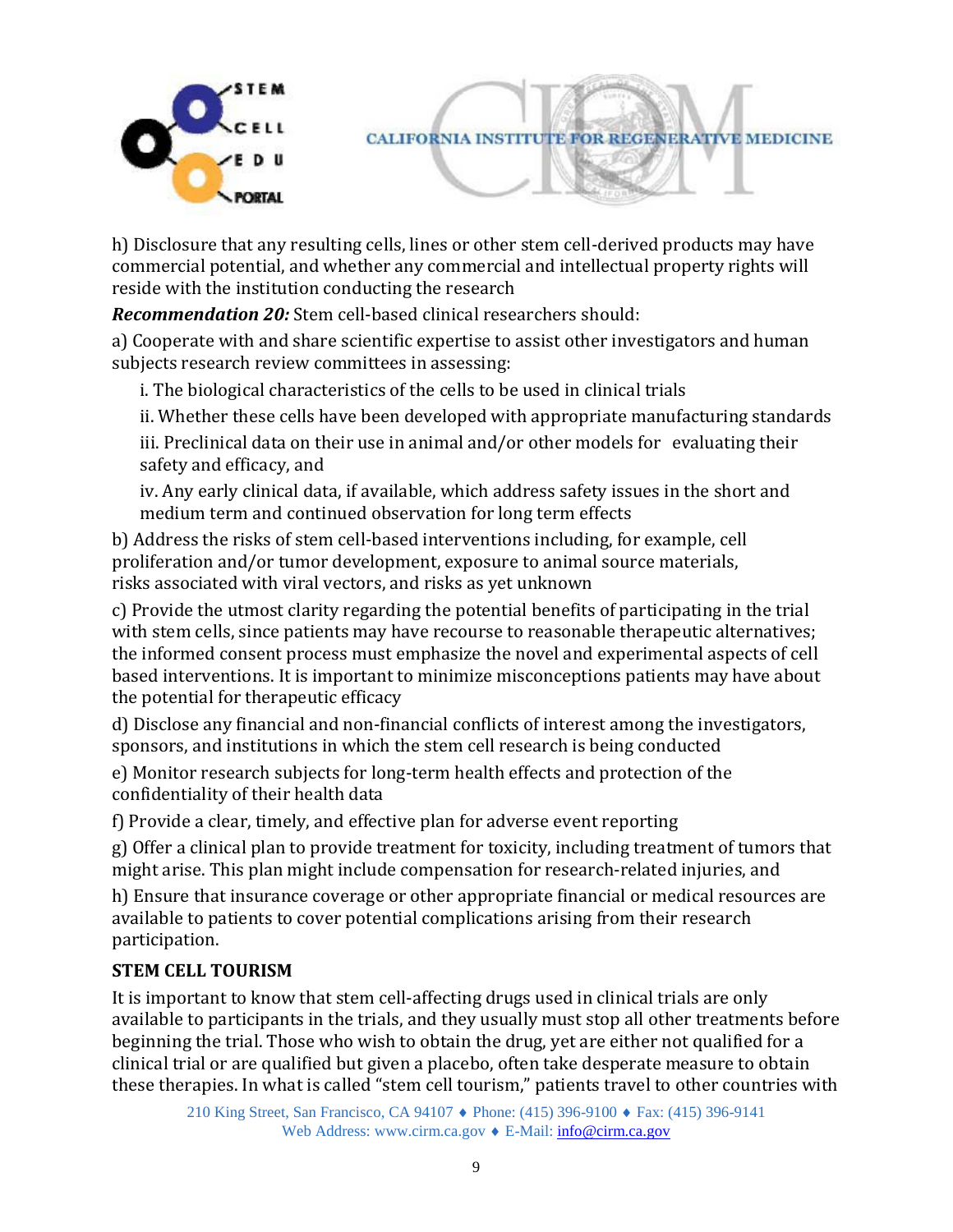h) Disclosure that any resulting cells, lines or other stem cell-derived products may have commercial potential, and whether any commercial and intellectual property rights will reside with the institution conducting the research

***Recommendation 20:*** Stem cell-based clinical researchers should:

a) Cooperate with and share scientific expertise to assist other investigators and human subjects research review committees in assessing:

- i. The biological characteristics of the cells to be used in clinical trials
- ii. Whether these cells have been developed with appropriate manufacturing standards
- iii. Preclinical data on their use in animal and/or other models for evaluating their safety and efficacy, and
- iv. Any early clinical data, if available, which address safety issues in the short and medium term and continued observation for long term effects

b) Address the risks of stem cell-based interventions including, for example, cell proliferation and/or tumor development, exposure to animal source materials, risks associated with viral vectors, and risks as yet unknown

c) Provide the utmost clarity regarding the potential benefits of participating in the trial with stem cells, since patients may have recourse to reasonable therapeutic alternatives; the informed consent process must emphasize the novel and experimental aspects of cell based interventions. It is important to minimize misconceptions patients may have about the potential for therapeutic efficacy

d) Disclose any financial and non-financial conflicts of interest among the investigators, sponsors, and institutions in which the stem cell research is being conducted

e) Monitor research subjects for long-term health effects and protection of the confidentiality of their health data

f) Provide a clear, timely, and effective plan for adverse event reporting

g) Offer a clinical plan to provide treatment for toxicity, including treatment of tumors that might arise. This plan might include compensation for research-related injuries, and

h) Ensure that insurance coverage or other appropriate financial or medical resources are available to patients to cover potential complications arising from their research participation.

**STEM CELL TOURISM**

It is important to know that stem cell-affecting drugs used in clinical trials are only available to participants in the trials, and they usually must stop all other treatments before beginning the trial. Those who wish to obtain the drug, yet are either not qualified for a clinical trial or are qualified but given a placebo, often take desperate measure to obtain these therapies. In what is called "stem cell tourism," patients travel to other countries with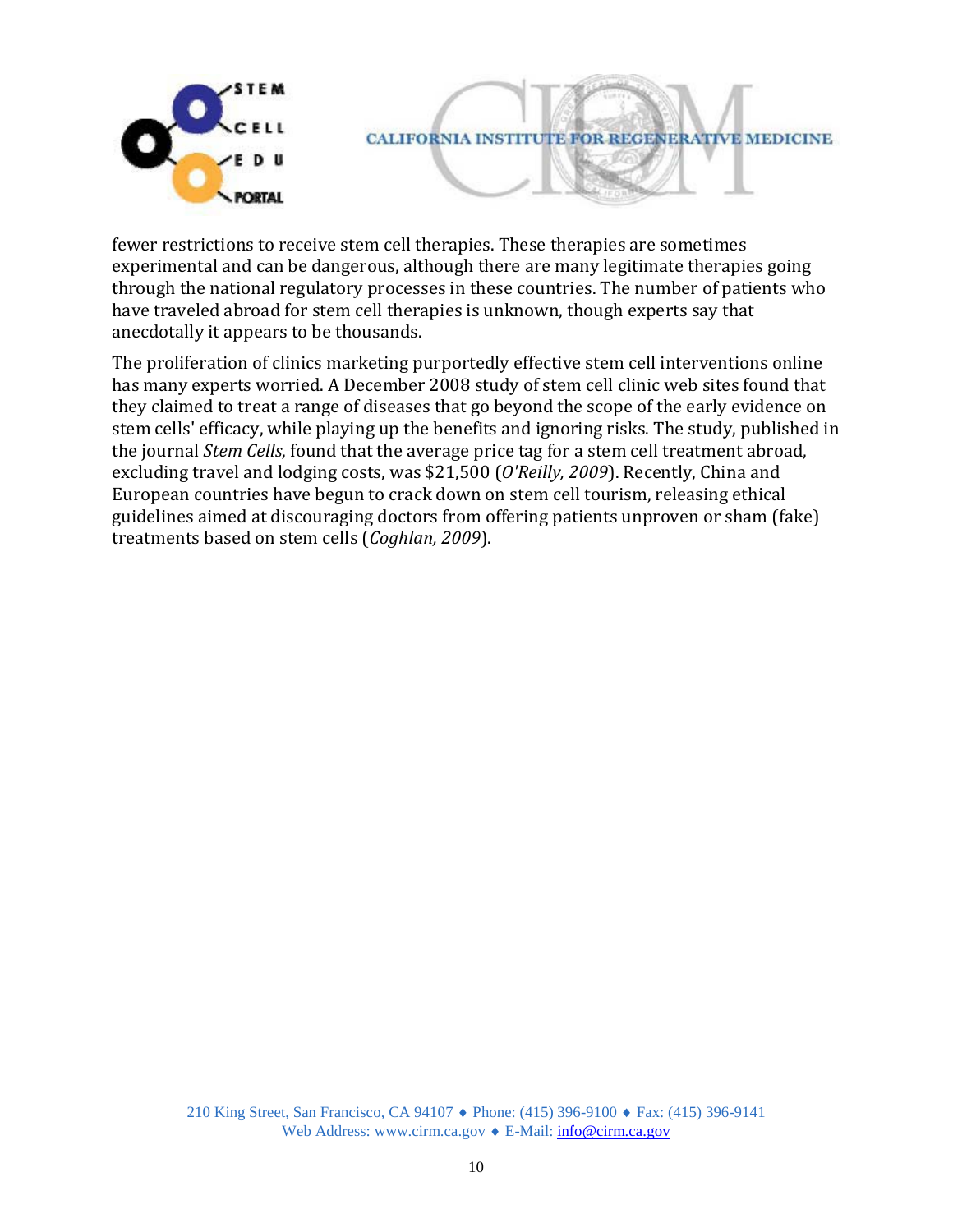fewer restrictions to receive stem cell therapies. These therapies are sometimes experimental and can be dangerous, although there are many legitimate therapies going through the national regulatory processes in these countries. The number of patients who have traveled abroad for stem cell therapies is unknown, though experts say that anecdotally it appears to be thousands.

The proliferation of clinics marketing purportedly effective stem cell interventions online has many experts worried. A December 2008 study of stem cell clinic web sites found that they claimed to treat a range of diseases that go beyond the scope of the early evidence on stem cells' efficacy, while playing up the benefits and ignoring risks. The study, published in the journal *Stem Cells*, found that the average price tag for a stem cell treatment abroad, excluding travel and lodging costs, was $21,500 (*O'Reilly, 2009*). Recently, China and European countries have begun to crack down on stem cell tourism, releasing ethical guidelines aimed at discouraging doctors from offering patients unproven or sham (fake) treatments based on stem cells (*Coghlan, 2009*).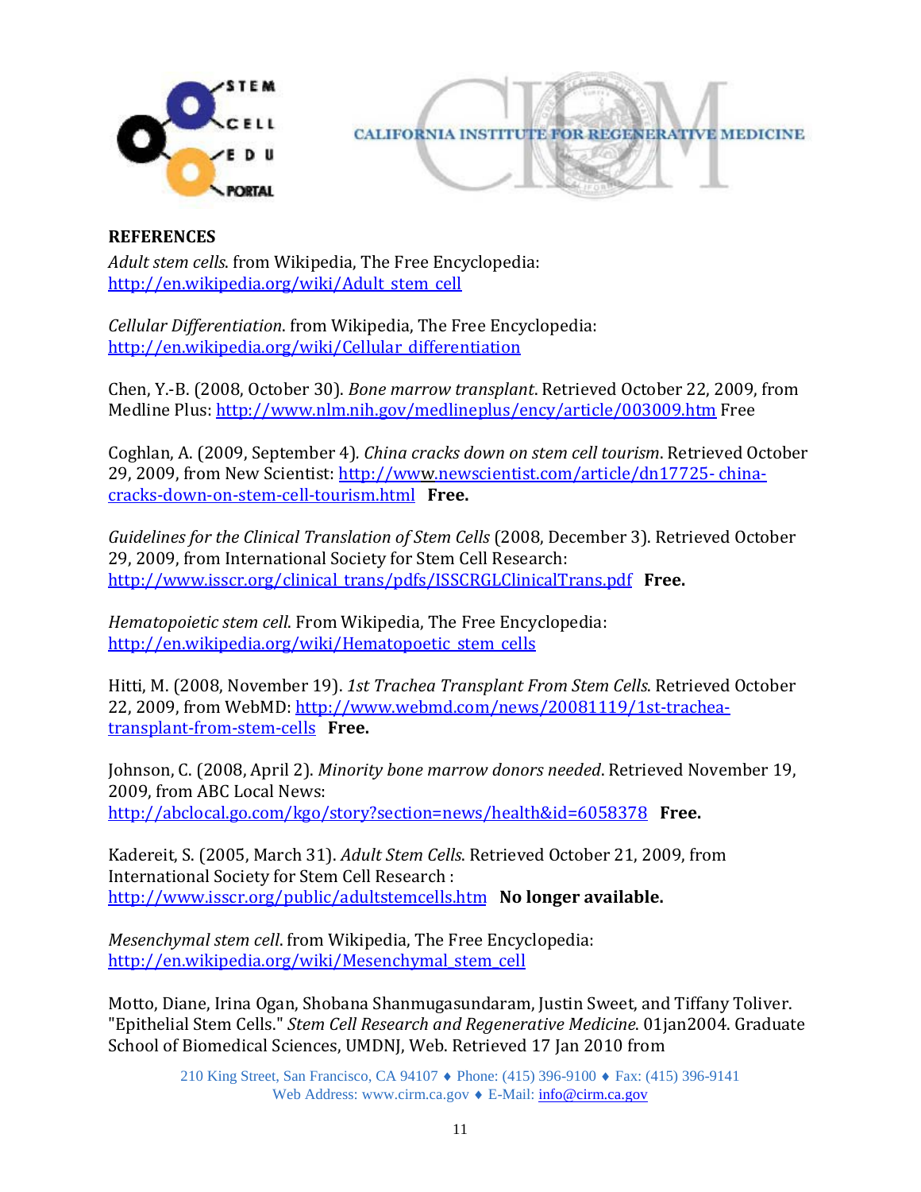**REFERENCES**

*Adult stem cells*. from Wikipedia, The Free Encyclopedia:
http://en.wikipedia.org/wiki/Adult_stem_cell

*Cellular Differentiation*. from Wikipedia, The Free Encyclopedia:
http://en.wikipedia.org/wiki/Cellular_differentiation

Chen, Y.-B. (2008, October 30). *Bone marrow transplant*. Retrieved October 22, 2009, from Medline Plus: http://www.nlm.nih.gov/medlineplus/ency/article/003009.htm Free

Coghlan, A. (2009, September 4). *China cracks down on stem cell tourism*. Retrieved October 29, 2009, from New Scientist: http://www.newscientist.com/article/dn17725-china-cracks-down-on-stem-cell-tourism.html **Free.**

*Guidelines for the Clinical Translation of Stem Cells* (2008, December 3). Retrieved October 29, 2009, from International Society for Stem Cell Research:
http://www.isscr.org/clinical_trans/pdfs/ISSCRGLClinicalTrans.pdf **Free.**

*Hematopoietic stem cell*. From Wikipedia, The Free Encyclopedia:
http://en.wikipedia.org/wiki/Hematopoetic_stem_cells

Hitti, M. (2008, November 19). *1st Trachea Transplant From Stem Cells*. Retrieved October 22, 2009, from WebMD: http://www.webmd.com/news/20081119/1st-trachea-transplant-from-stem-cells **Free.**

Johnson, C. (2008, April 2). *Minority bone marrow donors needed*. Retrieved November 19, 2009, from ABC Local News:
http://abclocal.go.com/kgo/story?section=news/health&id=6058378 **Free.**

Kadereit, S. (2005, March 31). *Adult Stem Cells*. Retrieved October 21, 2009, from International Society for Stem Cell Research :
http://www.isscr.org/public/adultstemcells.htm **No longer available.**

*Mesenchymal stem cell*. from Wikipedia, The Free Encyclopedia:
http://en.wikipedia.org/wiki/Mesenchymal_stem_cell

Motto, Diane, Irina Ogan, Shobana Shanmugasundaram, Justin Sweet, and Tiffany Toliver. "Epithelial Stem Cells." *Stem Cell Research and Regenerative Medicine*. 01jan2004. Graduate School of Biomedical Sciences, UMDNJ, Web. Retrieved 17 Jan 2010 from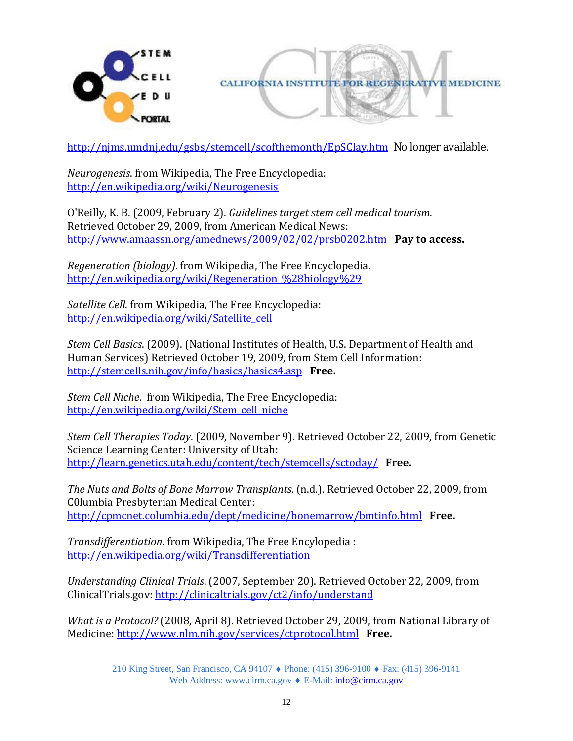http://njms.umdnj.edu/gsbs/stemcell/scofthemonth/EpSClay.htm No longer available.

*Neurogenesis*. from Wikipedia, The Free Encyclopedia:
http://en.wikipedia.org/wiki/Neurogenesis

O'Reilly, K. B. (2009, February 2). *Guidelines target stem cell medical tourism*. Retrieved October 29, 2009, from American Medical News:
http://www.amaassn.org/amednews/2009/02/02/prsb0202.htm **Pay to access.**

*Regeneration (biology)*. from Wikipedia, The Free Encyclopedia.
http://en.wikipedia.org/wiki/Regeneration_%28biology%29

*Satellite Cell*. from Wikipedia, The Free Encyclopedia:
http://en.wikipedia.org/wiki/Satellite_cell

*Stem Cell Basics*. (2009). (National Institutes of Health, U.S. Department of Health and Human Services) Retrieved October 19, 2009, from Stem Cell Information:
http://stemcells.nih.gov/info/basics/basics4.asp **Free.**

*Stem Cell Niche*. from Wikipedia, The Free Encyclopedia:
http://en.wikipedia.org/wiki/Stem_cell_niche

*Stem Cell Therapies Today*. (2009, November 9). Retrieved October 22, 2009, from Genetic Science Learning Center: University of Utah:
http://learn.genetics.utah.edu/content/tech/stemcells/sctoday/ **Free.**

*The Nuts and Bolts of Bone Marrow Transplants*. (n.d.). Retrieved October 22, 2009, from C0lumbia Presbyterian Medical Center:
http://cpmcnet.columbia.edu/dept/medicine/bonemarrow/bmtinfo.html **Free.**

*Transdifferentiation*. from Wikipedia, The Free Encylopedia :
http://en.wikipedia.org/wiki/Transdifferentiation

*Understanding Clinical Trials*. (2007, September 20). Retrieved October 22, 2009, from ClinicalTrials.gov: http://clinicaltrials.gov/ct2/info/understand

*What is a Protocol?* (2008, April 8). Retrieved October 29, 2009, from National Library of Medicine: http://www.nlm.nih.gov/services/ctprotocol.html **Free.**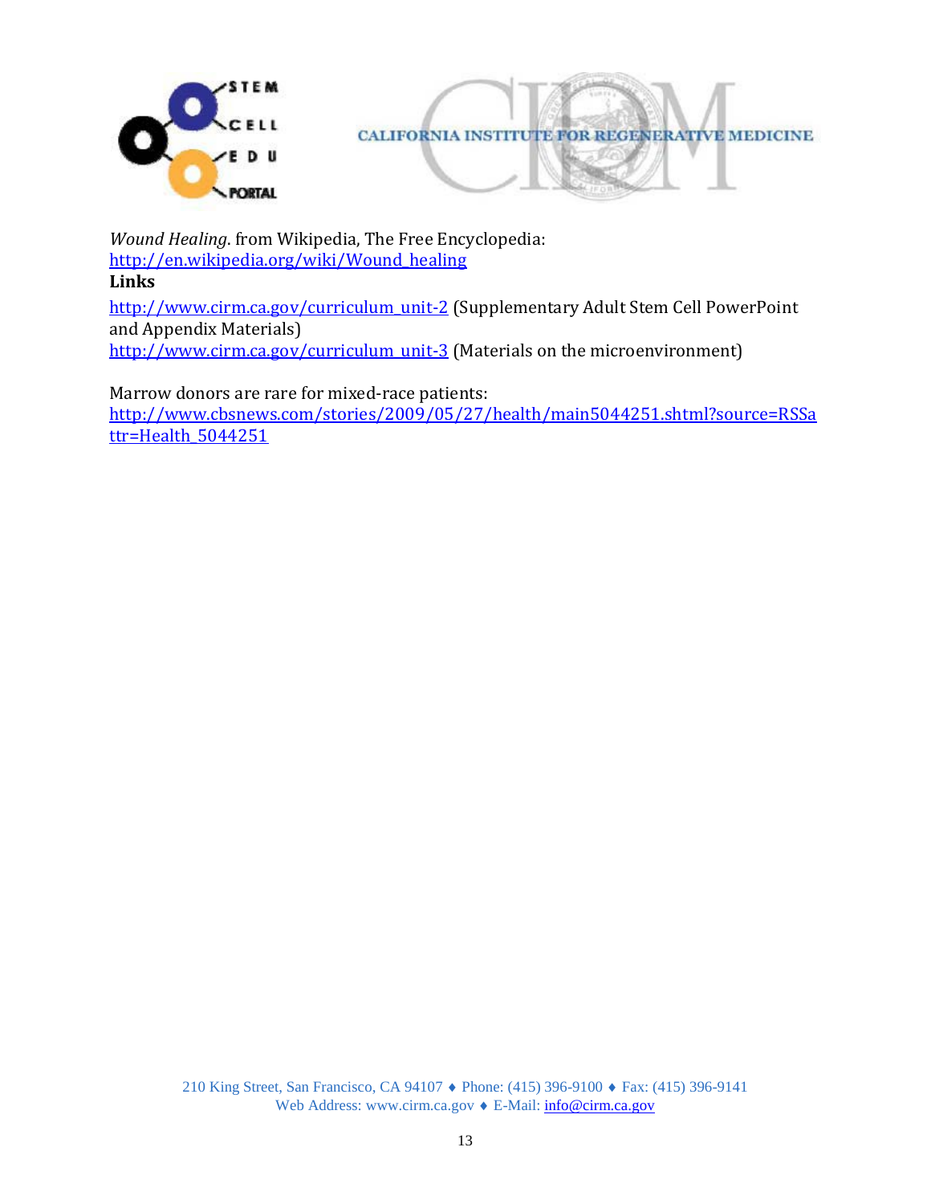*Wound Healing*. from Wikipedia, The Free Encyclopedia: http://en.wikipedia.org/wiki/Wound_healing

**Links**

http://www.cirm.ca.gov/curriculum_unit-2 (Supplementary Adult Stem Cell PowerPoint and Appendix Materials)
http://www.cirm.ca.gov/curriculum_unit-3 (Materials on the microenvironment)

Marrow donors are rare for mixed-race patients:
http://www.cbsnews.com/stories/2009/05/27/health/main5044251.shtml?source=RSSattr=Health_5044251